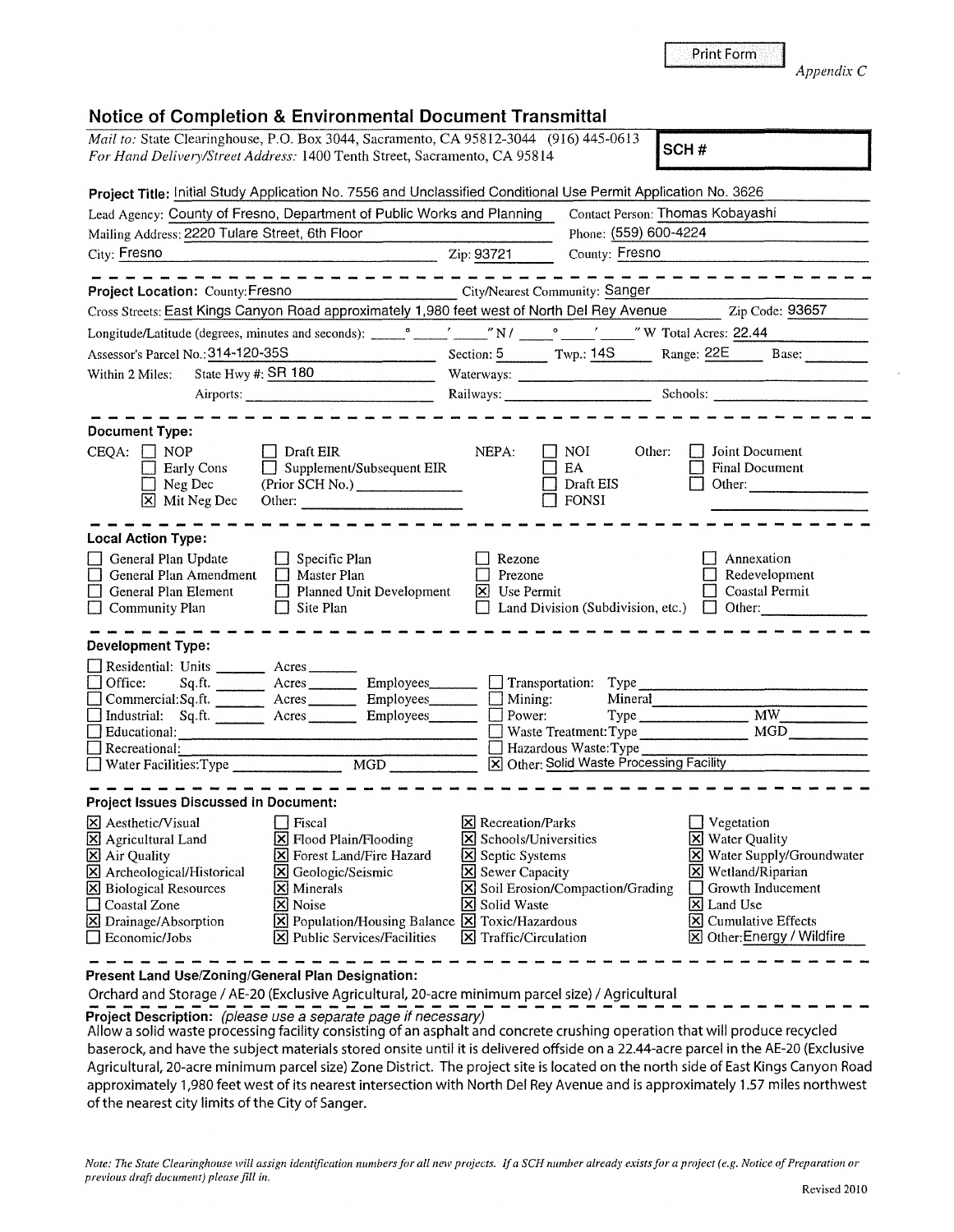Print Form

*Appendix C*

## Notice of Completion & Environmental Document Transmittal

*Mail to:* State Clearinghouse, P.O. Box 3044, Sacramento, CA 95812-3044 (916) 445-0613
*For Hand Delivery/Street Address:* 1400 Tenth Street, Sacramento, CA 95814

**SCH #**

**Project Title:** Initial Study Application No. 7556 and Unclassified Conditional Use Permit Application No. 3626

Lead Agency: County of Fresno, Department of Public Works and Planning
Contact Person: Thomas Kobayashi
Mailing Address: 2220 Tulare Street, 6th Floor
Phone: (559) 600-4224
City: Fresno
Zip: 93721
County: Fresno

---

**Project Location:** County: Fresno
City/Nearest Community: Sanger
Cross Streets: East Kings Canyon Road approximately 1,980 feet west of North Del Rey Avenue
Zip Code: 93657
Longitude/Latitude (degrees, minutes and seconds): ____° ____' ____" N / ____° ____' ____" W
Total Acres: 22.44
Assessor's Parcel No.: 314-120-35S
Section: 5
Twp.: 14S
Range: 22E
Base:
Within 2 Miles: State Hwy #: SR 180
Waterways:
Airports:
Railways:
Schools:

---

**Document Type:**

CEQA:
- [ ] NOP
- [ ] Early Cons
- [ ] Neg Dec
- [x] Mit Neg Dec
- [ ] Draft EIR
- [ ] Supplement/Subsequent EIR (Prior SCH No.) ______
- Other: ______

NEPA:
- [ ] NOI
- [ ] EA
- [ ] Draft EIS
- [ ] FONSI

Other:
- [ ] Joint Document
- [ ] Final Document
- [ ] Other: ______

---

**Local Action Type:**

- [ ] General Plan Update
- [ ] General Plan Amendment
- [ ] General Plan Element
- [ ] Community Plan
- [ ] Specific Plan
- [ ] Master Plan
- [ ] Planned Unit Development
- [ ] Site Plan
- [ ] Rezone
- [ ] Prezone
- [x] Use Permit
- [ ] Land Division (Subdivision, etc.)
- [ ] Annexation
- [ ] Redevelopment
- [ ] Coastal Permit
- [ ] Other: ______

---

**Development Type:**

- [ ] Residential: Units ______ Acres ______
- [ ] Office: Sq.ft. ______ Acres ______ Employees ______
- [ ] Commercial: Sq.ft. ______ Acres ______ Employees ______
- [ ] Industrial: Sq.ft. ______ Acres ______ Employees ______
- [ ] Educational: ______
- [ ] Recreational: ______
- [ ] Water Facilities: Type ______ MGD ______
- [ ] Transportation: Type ______
- [ ] Mining: Mineral ______
- [ ] Power: Type ______ MW ______
- [ ] Waste Treatment: Type ______ MGD ______
- [ ] Hazardous Waste: Type ______
- [x] Other: Solid Waste Processing Facility

---

**Project Issues Discussed in Document:**

- [x] Aesthetic/Visual
- [x] Agricultural Land
- [x] Air Quality
- [x] Archeological/Historical
- [x] Biological Resources
- [ ] Coastal Zone
- [x] Drainage/Absorption
- [ ] Economic/Jobs
- [ ] Fiscal
- [x] Flood Plain/Flooding
- [x] Forest Land/Fire Hazard
- [x] Geologic/Seismic
- [x] Minerals
- [x] Noise
- [x] Population/Housing Balance
- [x] Public Services/Facilities
- [x] Recreation/Parks
- [x] Schools/Universities
- [x] Septic Systems
- [x] Sewer Capacity
- [x] Soil Erosion/Compaction/Grading
- [x] Solid Waste
- [x] Toxic/Hazardous
- [x] Traffic/Circulation
- [ ] Vegetation
- [x] Water Quality
- [x] Water Supply/Groundwater
- [x] Wetland/Riparian
- [ ] Growth Inducement
- [x] Land Use
- [x] Cumulative Effects
- [x] Other: Energy / Wildfire

---

**Present Land Use/Zoning/General Plan Designation:**

Orchard and Storage / AE-20 (Exclusive Agricultural, 20-acre minimum parcel size) / Agricultural

**Project Description:** *(please use a separate page if necessary)*

Allow a solid waste processing facility consisting of an asphalt and concrete crushing operation that will produce recycled baserock, and have the subject materials stored onsite until it is delivered offside on a 22.44-acre parcel in the AE-20 (Exclusive Agricultural, 20-acre minimum parcel size) Zone District. The project site is located on the north side of East Kings Canyon Road approximately 1,980 feet west of its nearest intersection with North Del Rey Avenue and is approximately 1.57 miles northwest of the nearest city limits of the City of Sanger.

*Note: The State Clearinghouse will assign identification numbers for all new projects. If a SCH number already exists for a project (e.g. Notice of Preparation or previous draft document) please fill in.*

Revised 2010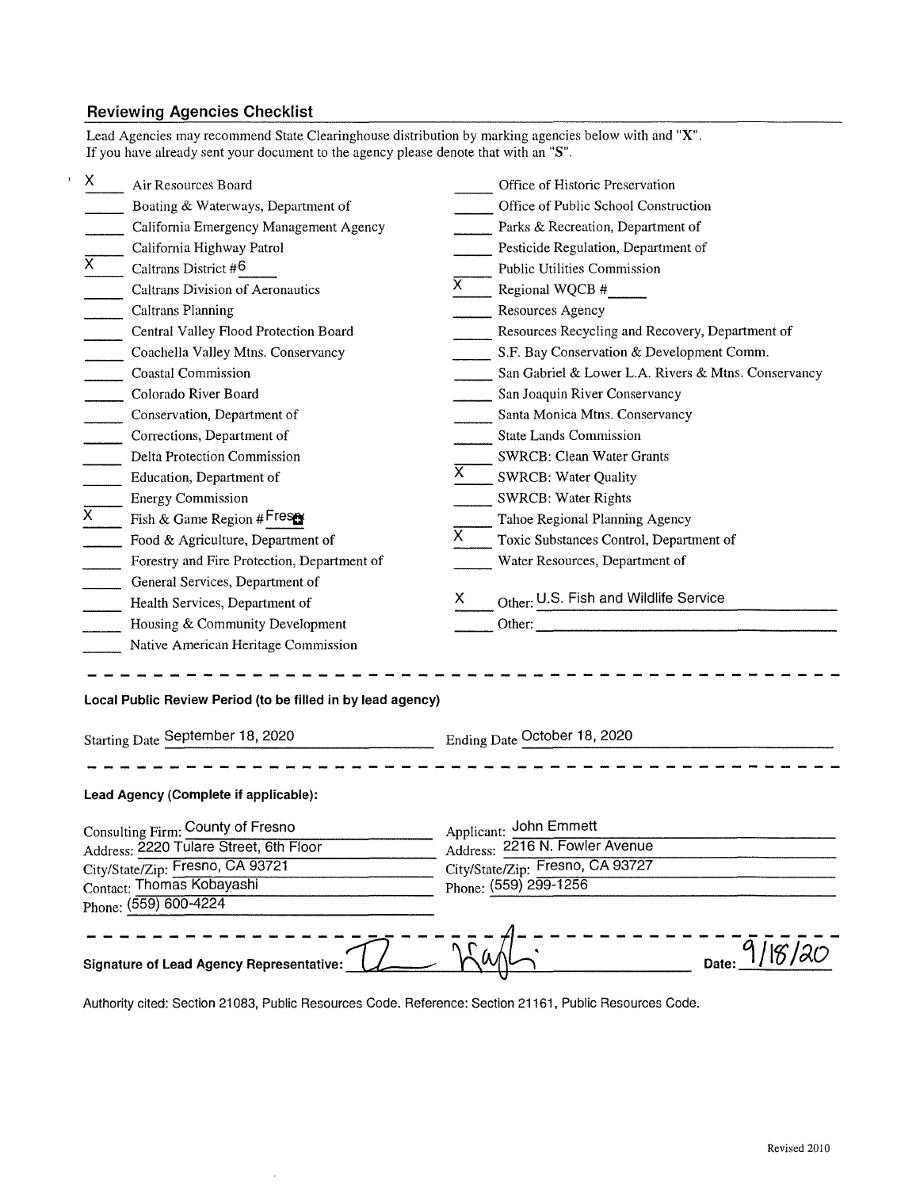## Reviewing Agencies Checklist

Lead Agencies may recommend State Clearinghouse distribution by marking agencies below with and "X".
If you have already sent your document to the agency please denote that with an "S".

| | | | |
|---|---|---|---|
| X | Air Resources Board | | Office of Historic Preservation |
| | Boating & Waterways, Department of | | Office of Public School Construction |
| | California Emergency Management Agency | | Parks & Recreation, Department of |
| | California Highway Patrol | | Pesticide Regulation, Department of |
| X | Caltrans District #6 | | Public Utilities Commission |
| | Caltrans Division of Aeronautics | X | Regional WQCB #\_\_\_\_ |
| | Caltrans Planning | | Resources Agency |
| | Central Valley Flood Protection Board | | Resources Recycling and Recovery, Department of |
| | Coachella Valley Mtns. Conservancy | | S.F. Bay Conservation & Development Comm. |
| | Coastal Commission | | San Gabriel & Lower L.A. Rivers & Mtns. Conservancy |
| | Colorado River Board | | San Joaquin River Conservancy |
| | Conservation, Department of | | Santa Monica Mtns. Conservancy |
| | Corrections, Department of | | State Lands Commission |
| | Delta Protection Commission | | SWRCB: Clean Water Grants |
| | Education, Department of | X | SWRCB: Water Quality |
| | Energy Commission | | SWRCB: Water Rights |
| X | Fish & Game Region # Fresno | | Tahoe Regional Planning Agency |
| | Food & Agriculture, Department of | X | Toxic Substances Control, Department of |
| | Forestry and Fire Protection, Department of | | Water Resources, Department of |
| | General Services, Department of | | |
| | Health Services, Department of | X | Other: U.S. Fish and Wildlife Service |
| | Housing & Community Development | | Other: |
| | Native American Heritage Commission | | |

---

**Local Public Review Period (to be filled in by lead agency)**

Starting Date September 18, 2020    Ending Date October 18, 2020

---

**Lead Agency (Complete if applicable):**

Consulting Firm: County of Fresno
Address: 2220 Tulare Street, 6th Floor
City/State/Zip: Fresno, CA 93721
Contact: Thomas Kobayashi
Phone: (559) 600-4224

Applicant: John Emmett
Address: 2216 N. Fowler Avenue
City/State/Zip: Fresno, CA 93727
Phone: (559) 299-1256

---

**Signature of Lead Agency Representative:** [signature]    **Date:** 9/18/20

Authority cited: Section 21083, Public Resources Code. Reference: Section 21161, Public Resources Code.

Revised 2010